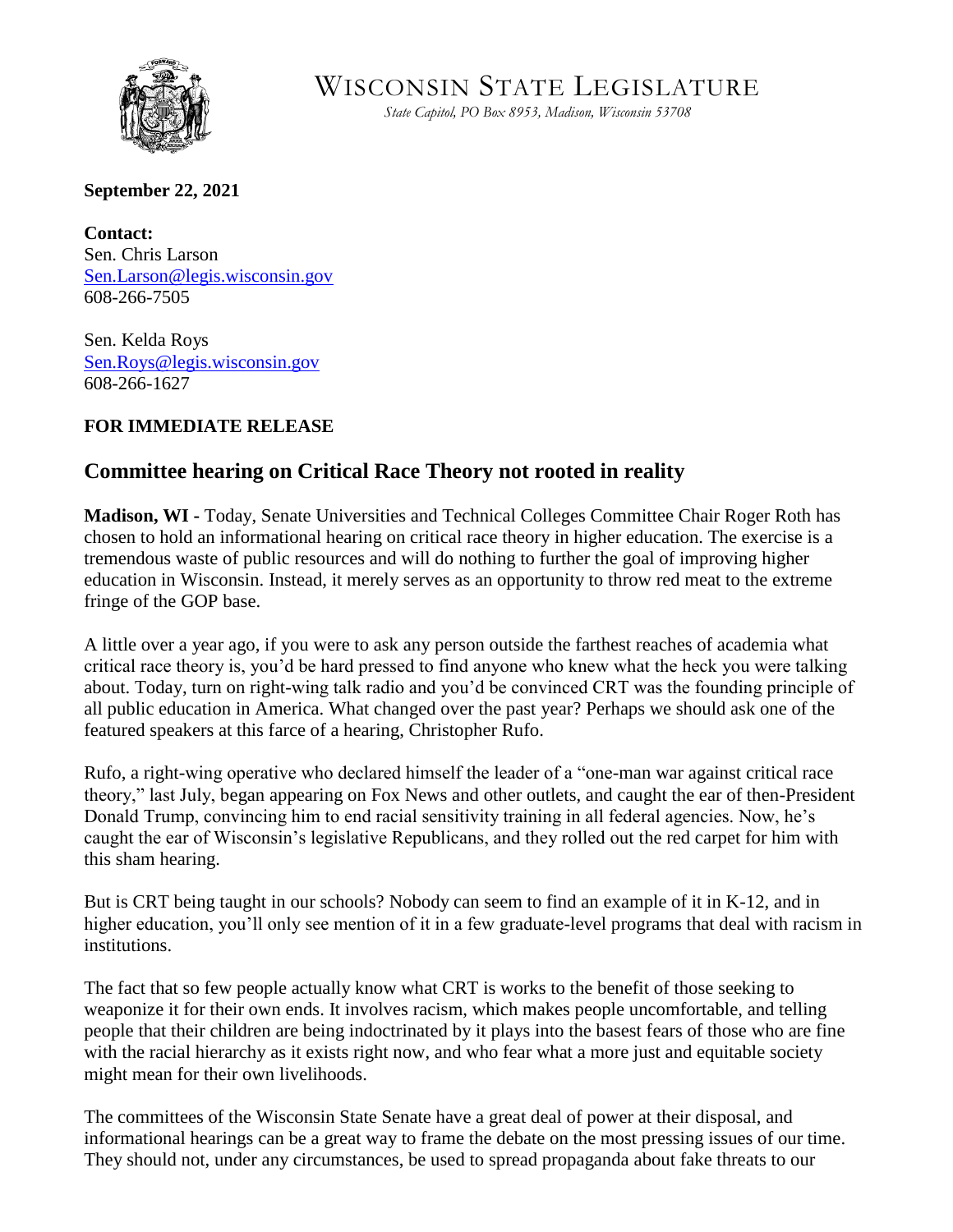# WISCONSIN STATE LEGISLATURE

*State Capitol, PO Box 8953, Madison, Wisconsin 53708*

**September 22, 2021**

**Contact:**
Sen. Chris Larson
Sen.Larson@legis.wisconsin.gov
608-266-7505

Sen. Kelda Roys
Sen.Roys@legis.wisconsin.gov
608-266-1627

**FOR IMMEDIATE RELEASE**

## Committee hearing on Critical Race Theory not rooted in reality

**Madison, WI -** Today, Senate Universities and Technical Colleges Committee Chair Roger Roth has chosen to hold an informational hearing on critical race theory in higher education. The exercise is a tremendous waste of public resources and will do nothing to further the goal of improving higher education in Wisconsin. Instead, it merely serves as an opportunity to throw red meat to the extreme fringe of the GOP base.

A little over a year ago, if you were to ask any person outside the farthest reaches of academia what critical race theory is, you'd be hard pressed to find anyone who knew what the heck you were talking about. Today, turn on right-wing talk radio and you'd be convinced CRT was the founding principle of all public education in America. What changed over the past year? Perhaps we should ask one of the featured speakers at this farce of a hearing, Christopher Rufo.

Rufo, a right-wing operative who declared himself the leader of a "one-man war against critical race theory," last July, began appearing on Fox News and other outlets, and caught the ear of then-President Donald Trump, convincing him to end racial sensitivity training in all federal agencies. Now, he's caught the ear of Wisconsin's legislative Republicans, and they rolled out the red carpet for him with this sham hearing.

But is CRT being taught in our schools? Nobody can seem to find an example of it in K-12, and in higher education, you'll only see mention of it in a few graduate-level programs that deal with racism in institutions.

The fact that so few people actually know what CRT is works to the benefit of those seeking to weaponize it for their own ends. It involves racism, which makes people uncomfortable, and telling people that their children are being indoctrinated by it plays into the basest fears of those who are fine with the racial hierarchy as it exists right now, and who fear what a more just and equitable society might mean for their own livelihoods.

The committees of the Wisconsin State Senate have a great deal of power at their disposal, and informational hearings can be a great way to frame the debate on the most pressing issues of our time. They should not, under any circumstances, be used to spread propaganda about fake threats to our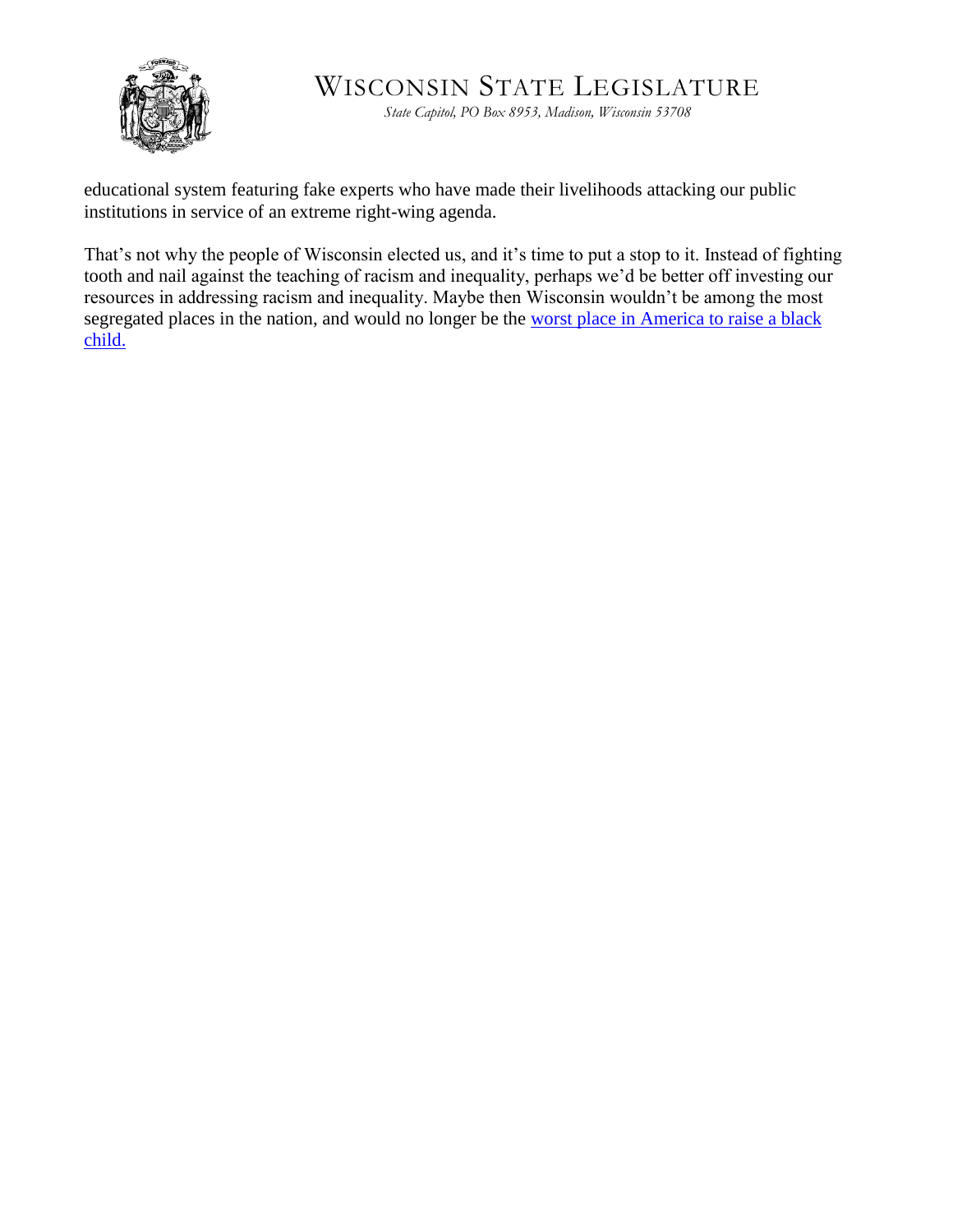educational system featuring fake experts who have made their livelihoods attacking our public institutions in service of an extreme right-wing agenda.

That's not why the people of Wisconsin elected us, and it's time to put a stop to it. Instead of fighting tooth and nail against the teaching of racism and inequality, perhaps we'd be better off investing our resources in addressing racism and inequality. Maybe then Wisconsin wouldn't be among the most segregated places in the nation, and would no longer be the worst place in America to raise a black child.